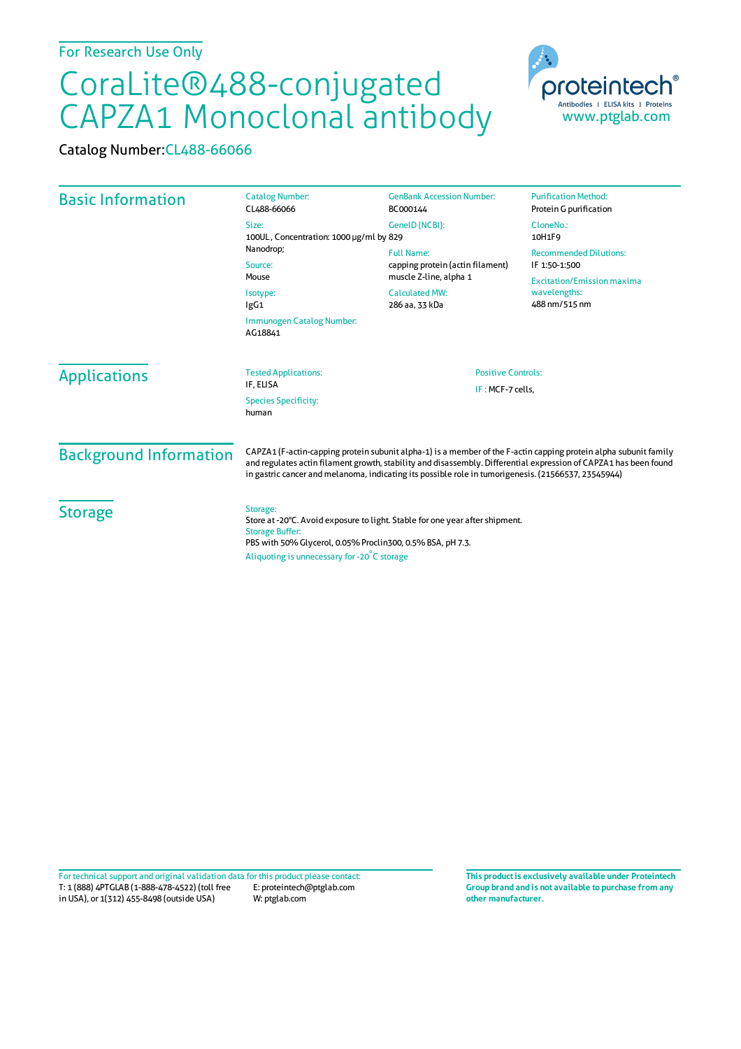For Research Use Only

# CoraLite®488-conjugated CAPZA1 Monoclonal antibody

Catalog Number: CL488-66066

proteintech® Antibodies | ELISA kits | Proteins www.ptglab.com

## Basic Information

**Catalog Number:** CL488-66066

**Size:** 100UL , Concentration: 1000 μg/ml by Nanodrop;

**Source:** Mouse

**Isotype:** IgG1

**Immunogen Catalog Number:** AG18841

**GenBank Accession Number:** BC000144

**GeneID (NCBI):** 829

**Full Name:** capping protein (actin filament) muscle Z-line, alpha 1

**Calculated MW:** 286 aa, 33 kDa

**Purification Method:** Protein G purification

**CloneNo.:** 10H1F9

**Recommended Dilutions:** IF 1:50-1:500

**Excitation/Emission maxima wavelengths:** 488 nm/515 nm

## Applications

**Tested Applications:** IF, ELISA

**Species Specificity:** human

**Positive Controls:** IF : MCF-7 cells,

## Background Information

CAPZA1 (F-actin-capping protein subunit alpha-1) is a member of the F-actin capping protein alpha subunit family and regulates actin filament growth, stability and disassembly. Differential expression of CAPZA1 has been found in gastric cancer and melanoma, indicating its possible role in tumorigenesis. (21566537, 23545944)

## Storage

**Storage:** Store at -20°C. Avoid exposure to light. Stable for one year after shipment.

**Storage Buffer:** PBS with 50% Glycerol, 0.05% Proclin300, 0.5% BSA, pH 7.3.

Aliquoting is unnecessary for -20°C storage

For technical support and original validation data for this product please contact:
T: 1 (888) 4PTGLAB (1-888-478-4522) (toll free in USA), or 1(312) 455-8498 (outside USA)
E: proteintech@ptglab.com
W: ptglab.com

**This product is exclusively available under Proteintech Group brand and is not available to purchase from any other manufacturer.**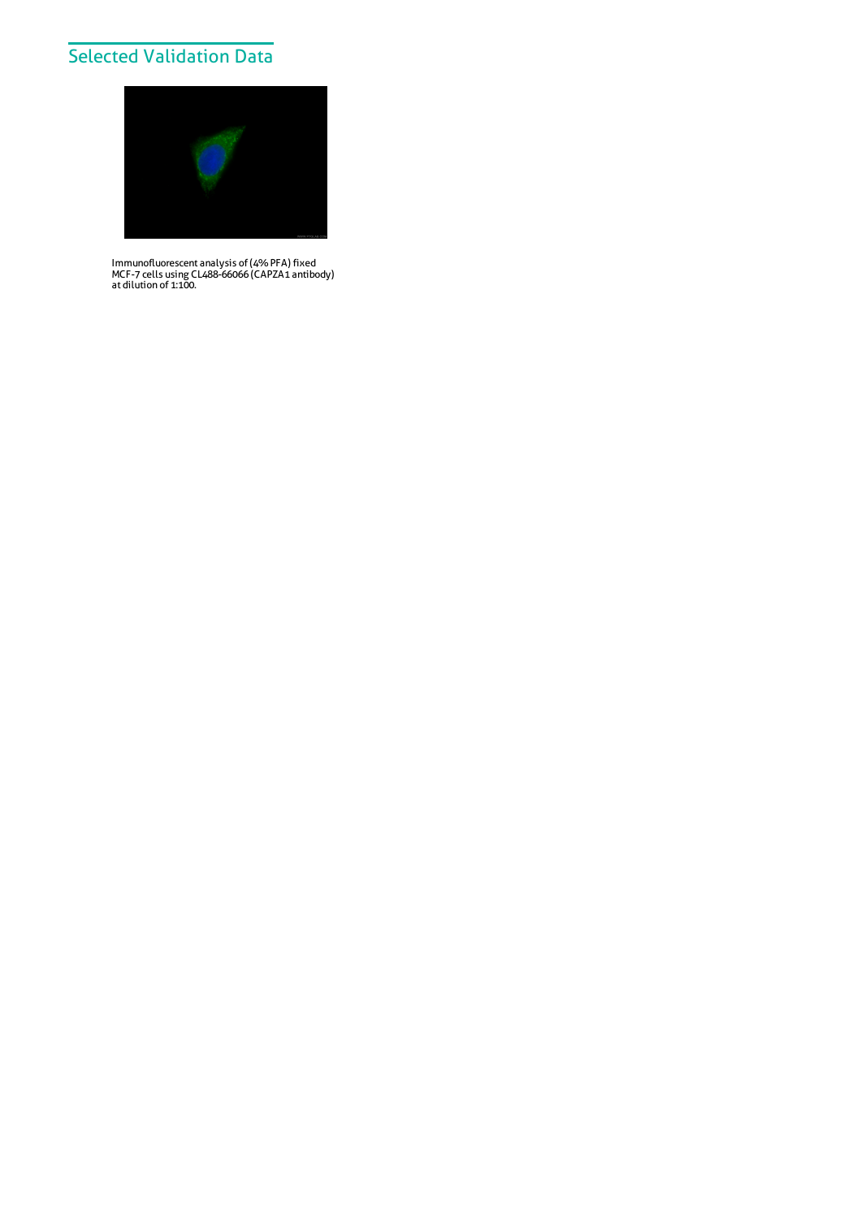## Selected Validation Data

Immunofluorescent analysis of (4% PFA) fixed MCF-7 cells using CL488-66066 (CAPZA1 antibody) at dilution of 1:100.